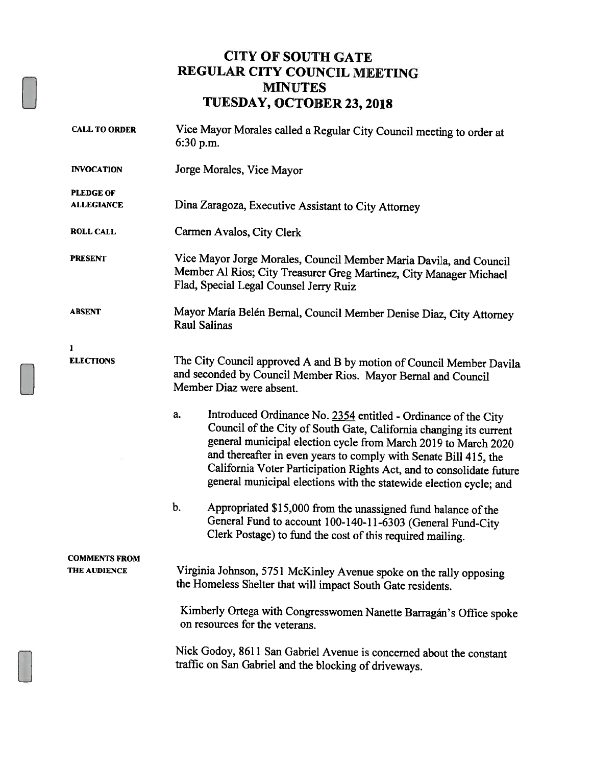# CITY OF SOUTH GATE
# REGULAR CITY COUNCIL MEETING
# MINUTES
# TUESDAY, OCTOBER 23, 2018

**CALL TO ORDER**

Vice Mayor Morales called a Regular City Council meeting to order at 6:30 p.m.

**INVOCATION**

Jorge Morales, Vice Mayor

**PLEDGE OF ALLEGIANCE**

Dina Zaragoza, Executive Assistant to City Attorney

**ROLL CALL**

Carmen Avalos, City Clerk

**PRESENT**

Vice Mayor Jorge Morales, Council Member Maria Davila, and Council Member Al Rios; City Treasurer Greg Martinez, City Manager Michael Flad, Special Legal Counsel Jerry Ruiz

**ABSENT**

Mayor María Belén Bernal, Council Member Denise Diaz, City Attorney Raul Salinas

**1**
**ELECTIONS**

The City Council approved A and B by motion of Council Member Davila and seconded by Council Member Rios. Mayor Bernal and Council Member Diaz were absent.

a. Introduced Ordinance No. 2354 entitled - Ordinance of the City Council of the City of South Gate, California changing its current general municipal election cycle from March 2019 to March 2020 and thereafter in even years to comply with Senate Bill 415, the California Voter Participation Rights Act, and to consolidate future general municipal elections with the statewide election cycle; and

b. Appropriated $15,000 from the unassigned fund balance of the General Fund to account 100-140-11-6303 (General Fund-City Clerk Postage) to fund the cost of this required mailing.

**COMMENTS FROM THE AUDIENCE**

Virginia Johnson, 5751 McKinley Avenue spoke on the rally opposing the Homeless Shelter that will impact South Gate residents.

Kimberly Ortega with Congresswomen Nanette Barragán's Office spoke on resources for the veterans.

Nick Godoy, 8611 San Gabriel Avenue is concerned about the constant traffic on San Gabriel and the blocking of driveways.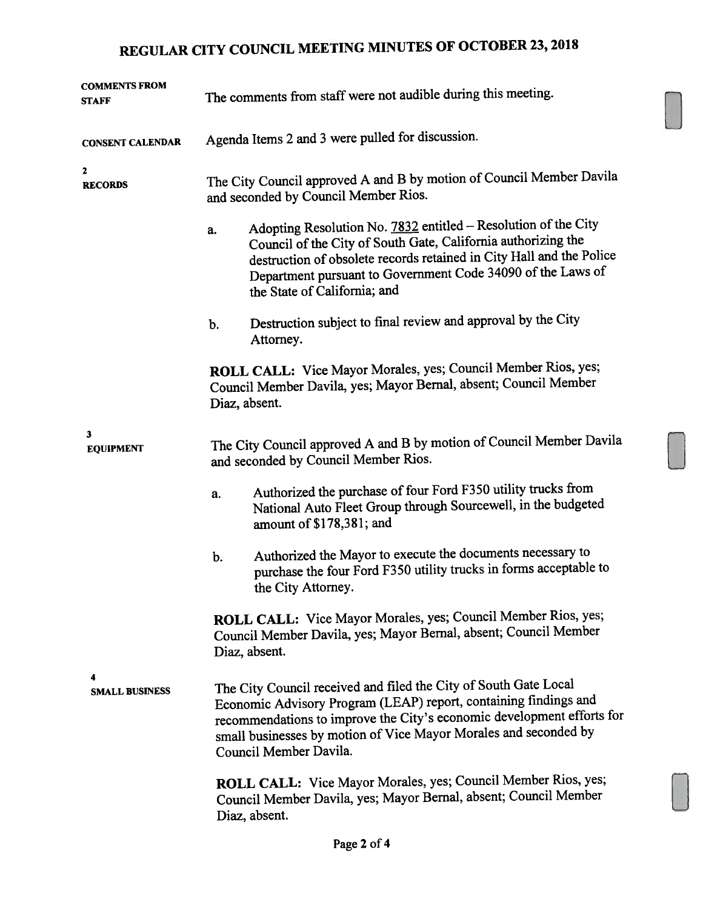# REGULAR CITY COUNCIL MEETING MINUTES OF OCTOBER 23, 2018

**COMMENTS FROM STAFF**

The comments from staff were not audible during this meeting.

**CONSENT CALENDAR**

Agenda Items 2 and 3 were pulled for discussion.

**2**
**RECORDS**

The City Council approved A and B by motion of Council Member Davila and seconded by Council Member Rios.

a. Adopting Resolution No. 7832 entitled – Resolution of the City Council of the City of South Gate, California authorizing the destruction of obsolete records retained in City Hall and the Police Department pursuant to Government Code 34090 of the Laws of the State of California; and

b. Destruction subject to final review and approval by the City Attorney.

**ROLL CALL:** Vice Mayor Morales, yes; Council Member Rios, yes; Council Member Davila, yes; Mayor Bernal, absent; Council Member Diaz, absent.

**3**
**EQUIPMENT**

The City Council approved A and B by motion of Council Member Davila and seconded by Council Member Rios.

a. Authorized the purchase of four Ford F350 utility trucks from National Auto Fleet Group through Sourcewell, in the budgeted amount of $178,381; and

b. Authorized the Mayor to execute the documents necessary to purchase the four Ford F350 utility trucks in forms acceptable to the City Attorney.

**ROLL CALL:** Vice Mayor Morales, yes; Council Member Rios, yes; Council Member Davila, yes; Mayor Bernal, absent; Council Member Diaz, absent.

**4**
**SMALL BUSINESS**

The City Council received and filed the City of South Gate Local Economic Advisory Program (LEAP) report, containing findings and recommendations to improve the City's economic development efforts for small businesses by motion of Vice Mayor Morales and seconded by Council Member Davila.

**ROLL CALL:** Vice Mayor Morales, yes; Council Member Rios, yes; Council Member Davila, yes; Mayor Bernal, absent; Council Member Diaz, absent.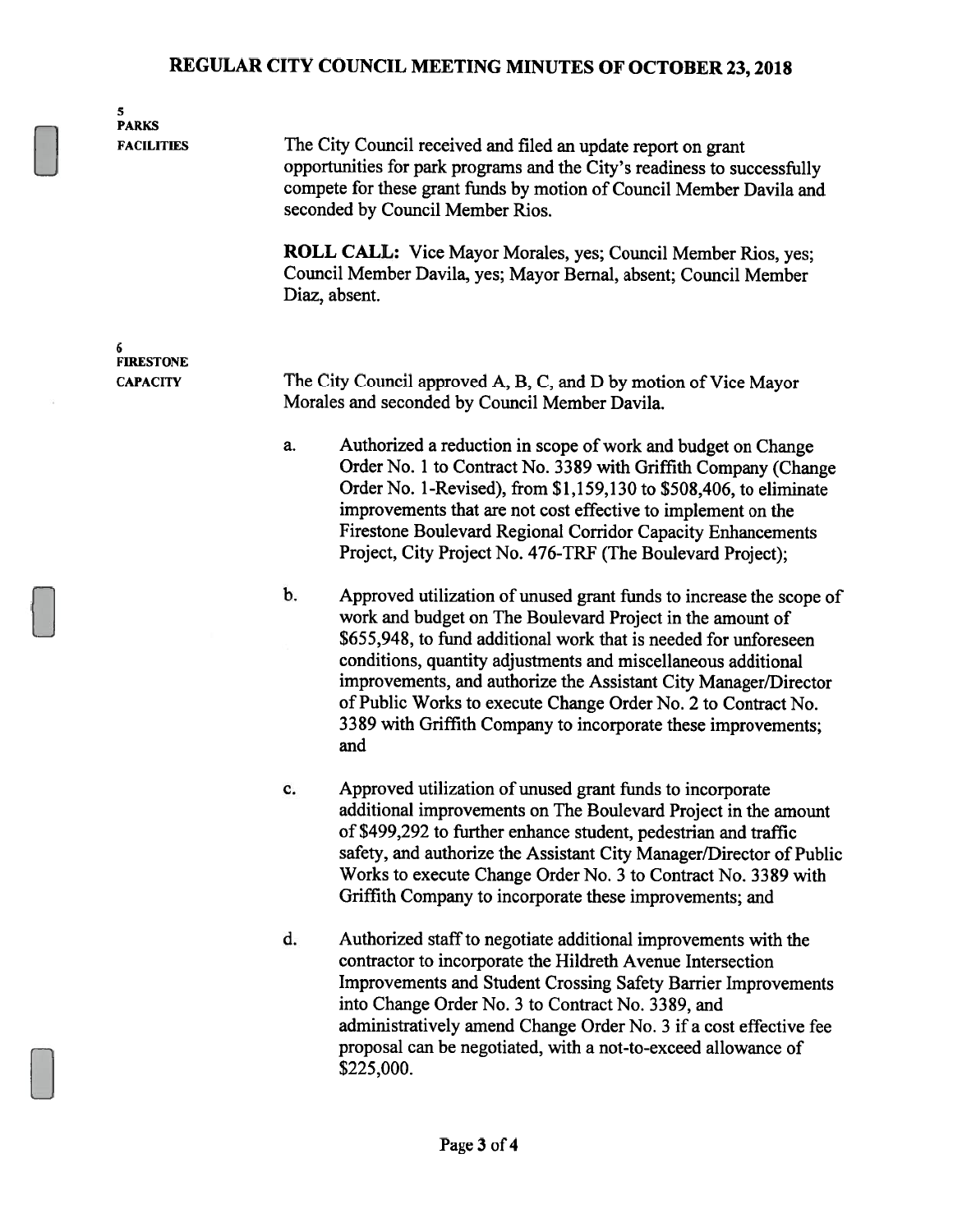**5**
**PARKS**
**FACILITIES**

The City Council received and filed an update report on grant opportunities for park programs and the City's readiness to successfully compete for these grant funds by motion of Council Member Davila and seconded by Council Member Rios.

**ROLL CALL:** Vice Mayor Morales, yes; Council Member Rios, yes; Council Member Davila, yes; Mayor Bernal, absent; Council Member Diaz, absent.

**6**
**FIRESTONE**
**CAPACITY**

The City Council approved A, B, C, and D by motion of Vice Mayor Morales and seconded by Council Member Davila.

a. Authorized a reduction in scope of work and budget on Change Order No. 1 to Contract No. 3389 with Griffith Company (Change Order No. 1-Revised), from $1,159,130 to $508,406, to eliminate improvements that are not cost effective to implement on the Firestone Boulevard Regional Corridor Capacity Enhancements Project, City Project No. 476-TRF (The Boulevard Project);

b. Approved utilization of unused grant funds to increase the scope of work and budget on The Boulevard Project in the amount of $655,948, to fund additional work that is needed for unforeseen conditions, quantity adjustments and miscellaneous additional improvements, and authorize the Assistant City Manager/Director of Public Works to execute Change Order No. 2 to Contract No. 3389 with Griffith Company to incorporate these improvements; and

c. Approved utilization of unused grant funds to incorporate additional improvements on The Boulevard Project in the amount of $499,292 to further enhance student, pedestrian and traffic safety, and authorize the Assistant City Manager/Director of Public Works to execute Change Order No. 3 to Contract No. 3389 with Griffith Company to incorporate these improvements; and

d. Authorized staff to negotiate additional improvements with the contractor to incorporate the Hildreth Avenue Intersection Improvements and Student Crossing Safety Barrier Improvements into Change Order No. 3 to Contract No. 3389, and administratively amend Change Order No. 3 if a cost effective fee proposal can be negotiated, with a not-to-exceed allowance of $225,000.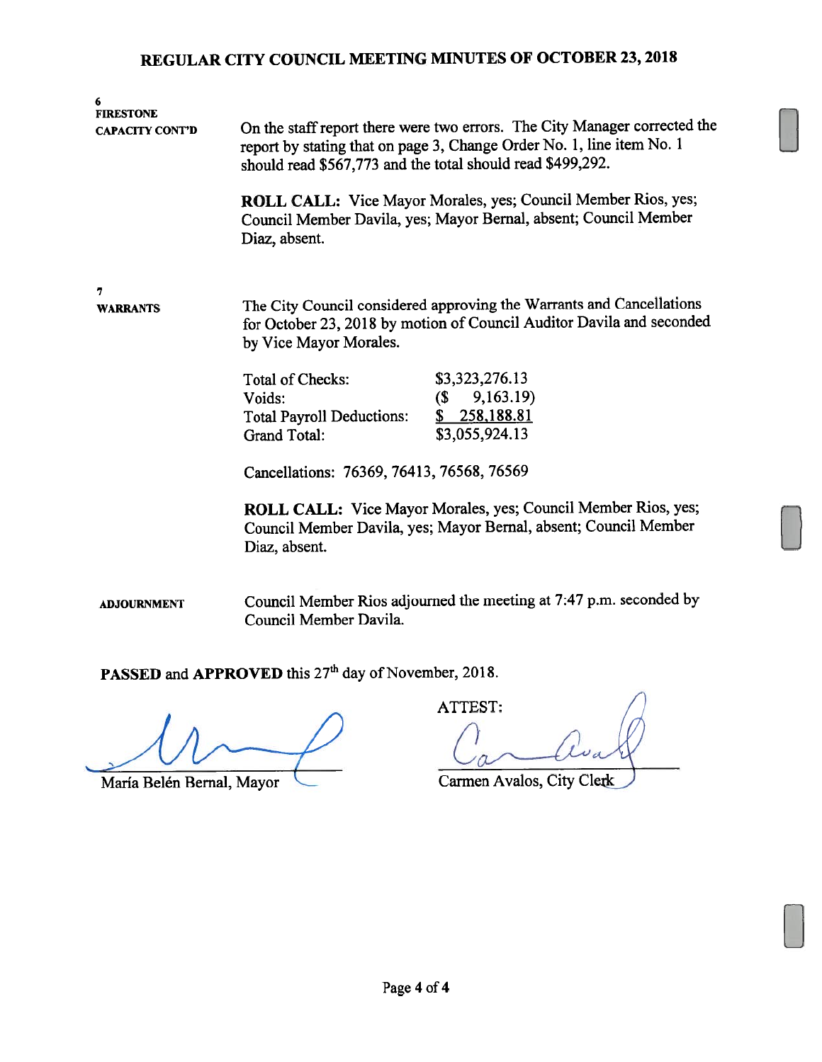# REGULAR CITY COUNCIL MEETING MINUTES OF OCTOBER 23, 2018

**6**
**FIRESTONE CAPACITY CONT'D**

On the staff report there were two errors. The City Manager corrected the report by stating that on page 3, Change Order No. 1, line item No. 1 should read $567,773 and the total should read $499,292.

**ROLL CALL:** Vice Mayor Morales, yes; Council Member Rios, yes; Council Member Davila, yes; Mayor Bernal, absent; Council Member Diaz, absent.

**7**
**WARRANTS**

The City Council considered approving the Warrants and Cancellations for October 23, 2018 by motion of Council Auditor Davila and seconded by Vice Mayor Morales.

| | |
|---|---|
| Total of Checks: | $3,323,276.13 |
| Voids: | ($ 9,163.19) |
| Total Payroll Deductions: | $ 258,188.81 |
| Grand Total: | $3,055,924.13 |

Cancellations: 76369, 76413, 76568, 76569

**ROLL CALL:** Vice Mayor Morales, yes; Council Member Rios, yes; Council Member Davila, yes; Mayor Bernal, absent; Council Member Diaz, absent.

**ADJOURNMENT**

Council Member Rios adjourned the meeting at 7:47 p.m. seconded by Council Member Davila.

**PASSED** and **APPROVED** this 27th day of November, 2018.

María Belén Bernal, Mayor

ATTEST:

Carmen Avalos, City Clerk